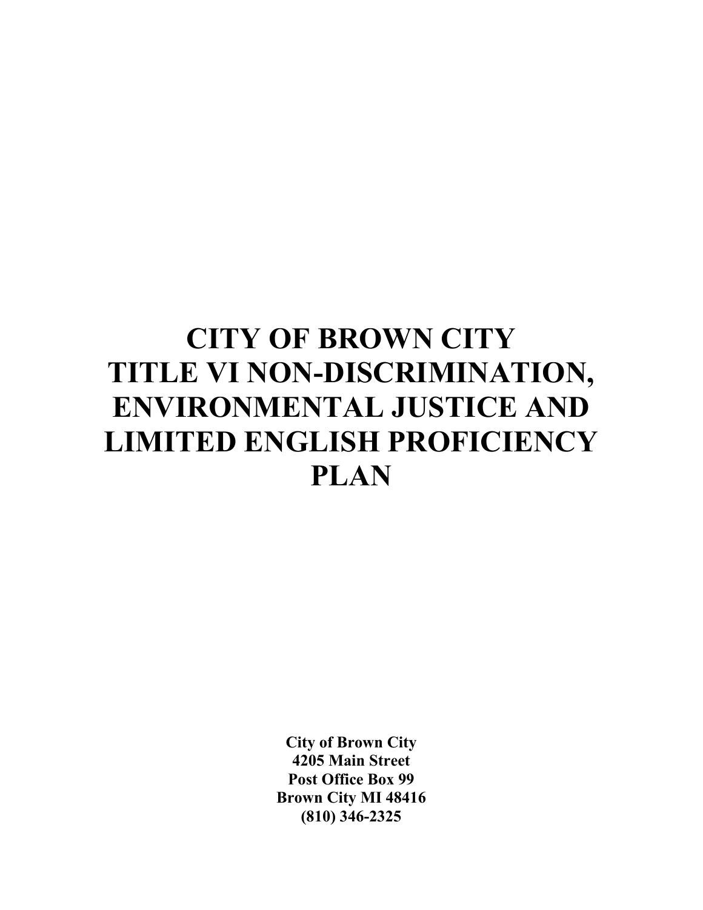# CITY OF BROWN CITY TITLE VI NON-DISCRIMINATION, ENVIRONMENTAL JUSTICE AND LIMITED ENGLISH PROFICIENCY PLAN

**City of Brown City**
**4205 Main Street**
**Post Office Box 99**
**Brown City MI 48416**
**(810) 346-2325**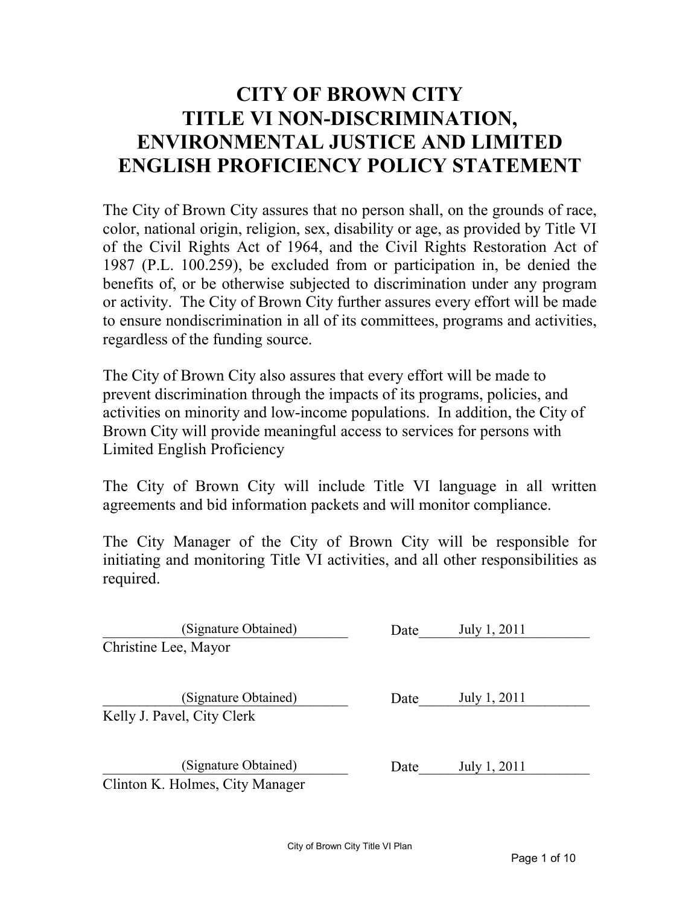# CITY OF BROWN CITY
# TITLE VI NON-DISCRIMINATION, ENVIRONMENTAL JUSTICE AND LIMITED ENGLISH PROFICIENCY POLICY STATEMENT

The City of Brown City assures that no person shall, on the grounds of race, color, national origin, religion, sex, disability or age, as provided by Title VI of the Civil Rights Act of 1964, and the Civil Rights Restoration Act of 1987 (P.L. 100.259), be excluded from or participation in, be denied the benefits of, or be otherwise subjected to discrimination under any program or activity. The City of Brown City further assures every effort will be made to ensure nondiscrimination in all of its committees, programs and activities, regardless of the funding source.

The City of Brown City also assures that every effort will be made to prevent discrimination through the impacts of its programs, policies, and activities on minority and low-income populations. In addition, the City of Brown City will provide meaningful access to services for persons with Limited English Proficiency

The City of Brown City will include Title VI language in all written agreements and bid information packets and will monitor compliance.

The City Manager of the City of Brown City will be responsible for initiating and monitoring Title VI activities, and all other responsibilities as required.

(Signature Obtained)
Christine Lee, Mayor

Date July 1, 2011

(Signature Obtained)
Kelly J. Pavel, City Clerk

Date July 1, 2011

(Signature Obtained)
Clinton K. Holmes, City Manager

Date July 1, 2011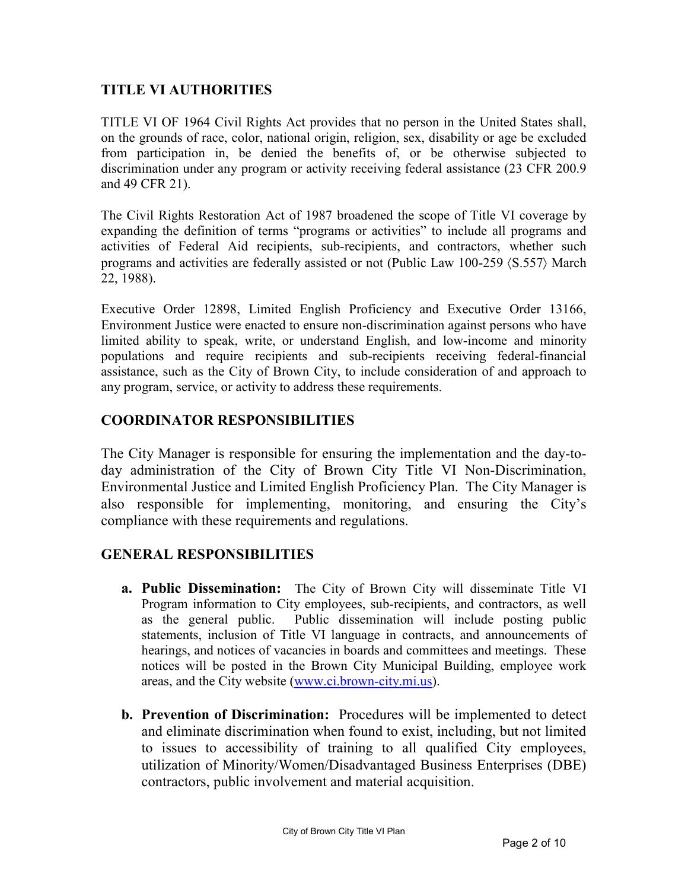## TITLE VI AUTHORITIES

TITLE VI OF 1964 Civil Rights Act provides that no person in the United States shall, on the grounds of race, color, national origin, religion, sex, disability or age be excluded from participation in, be denied the benefits of, or be otherwise subjected to discrimination under any program or activity receiving federal assistance (23 CFR 200.9 and 49 CFR 21).

The Civil Rights Restoration Act of 1987 broadened the scope of Title VI coverage by expanding the definition of terms "programs or activities" to include all programs and activities of Federal Aid recipients, sub-recipients, and contractors, whether such programs and activities are federally assisted or not (Public Law 100-259 ⟨S.557⟩ March 22, 1988).

Executive Order 12898, Limited English Proficiency and Executive Order 13166, Environment Justice were enacted to ensure non-discrimination against persons who have limited ability to speak, write, or understand English, and low-income and minority populations and require recipients and sub-recipients receiving federal-financial assistance, such as the City of Brown City, to include consideration of and approach to any program, service, or activity to address these requirements.

## COORDINATOR RESPONSIBILITIES

The City Manager is responsible for ensuring the implementation and the day-to-day administration of the City of Brown City Title VI Non-Discrimination, Environmental Justice and Limited English Proficiency Plan. The City Manager is also responsible for implementing, monitoring, and ensuring the City's compliance with these requirements and regulations.

## GENERAL RESPONSIBILITIES

a. **Public Dissemination:** The City of Brown City will disseminate Title VI Program information to City employees, sub-recipients, and contractors, as well as the general public. Public dissemination will include posting public statements, inclusion of Title VI language in contracts, and announcements of hearings, and notices of vacancies in boards and committees and meetings. These notices will be posted in the Brown City Municipal Building, employee work areas, and the City website (www.ci.brown-city.mi.us).

b. **Prevention of Discrimination:** Procedures will be implemented to detect and eliminate discrimination when found to exist, including, but not limited to issues to accessibility of training to all qualified City employees, utilization of Minority/Women/Disadvantaged Business Enterprises (DBE) contractors, public involvement and material acquisition.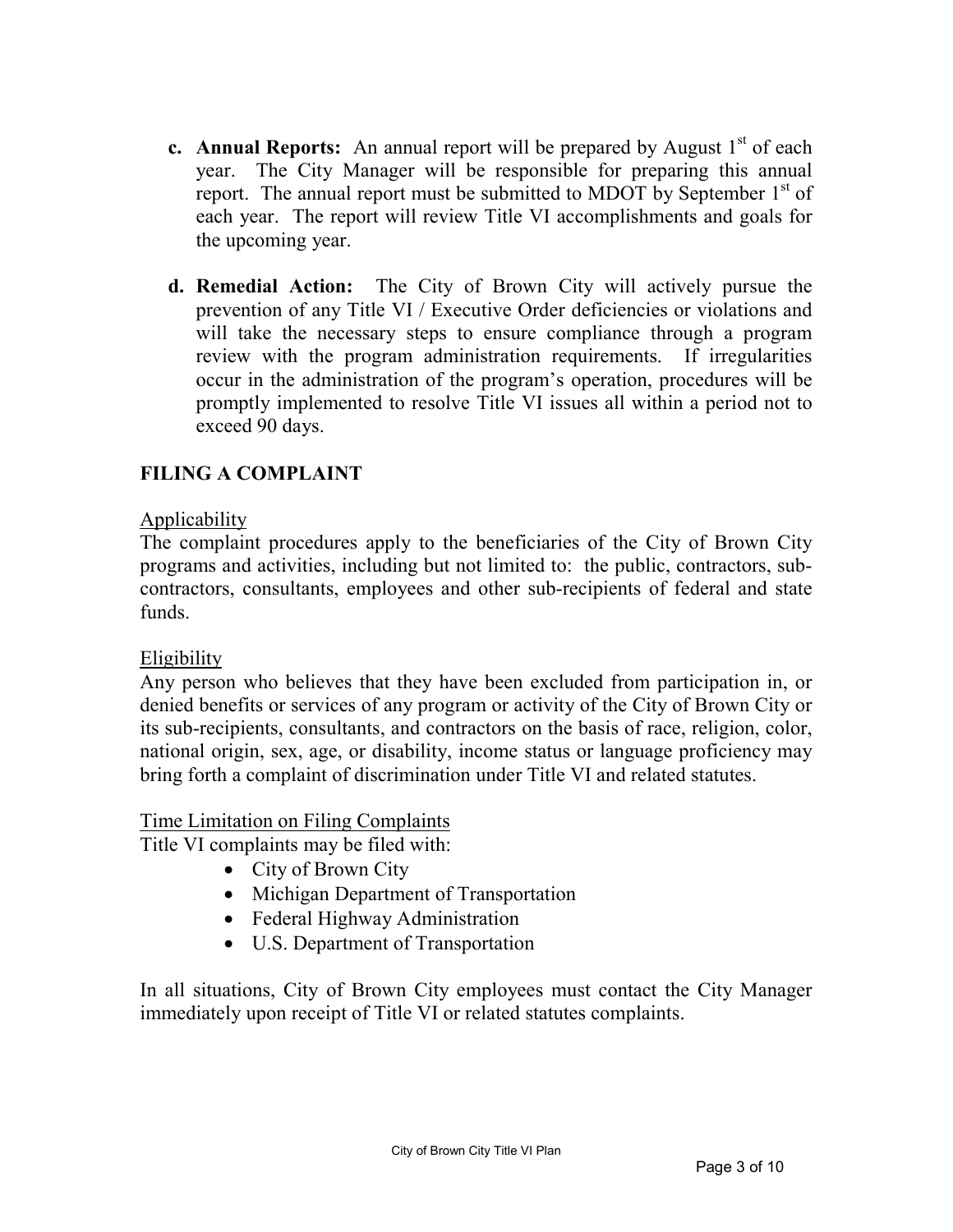c. **Annual Reports:** An annual report will be prepared by August 1st of each year. The City Manager will be responsible for preparing this annual report. The annual report must be submitted to MDOT by September 1st of each year. The report will review Title VI accomplishments and goals for the upcoming year.

d. **Remedial Action:** The City of Brown City will actively pursue the prevention of any Title VI / Executive Order deficiencies or violations and will take the necessary steps to ensure compliance through a program review with the program administration requirements. If irregularities occur in the administration of the program's operation, procedures will be promptly implemented to resolve Title VI issues all within a period not to exceed 90 days.

## FILING A COMPLAINT

Applicability

The complaint procedures apply to the beneficiaries of the City of Brown City programs and activities, including but not limited to: the public, contractors, sub-contractors, consultants, employees and other sub-recipients of federal and state funds.

Eligibility

Any person who believes that they have been excluded from participation in, or denied benefits or services of any program or activity of the City of Brown City or its sub-recipients, consultants, and contractors on the basis of race, religion, color, national origin, sex, age, or disability, income status or language proficiency may bring forth a complaint of discrimination under Title VI and related statutes.

Time Limitation on Filing Complaints

Title VI complaints may be filed with:

- City of Brown City
- Michigan Department of Transportation
- Federal Highway Administration
- U.S. Department of Transportation

In all situations, City of Brown City employees must contact the City Manager immediately upon receipt of Title VI or related statutes complaints.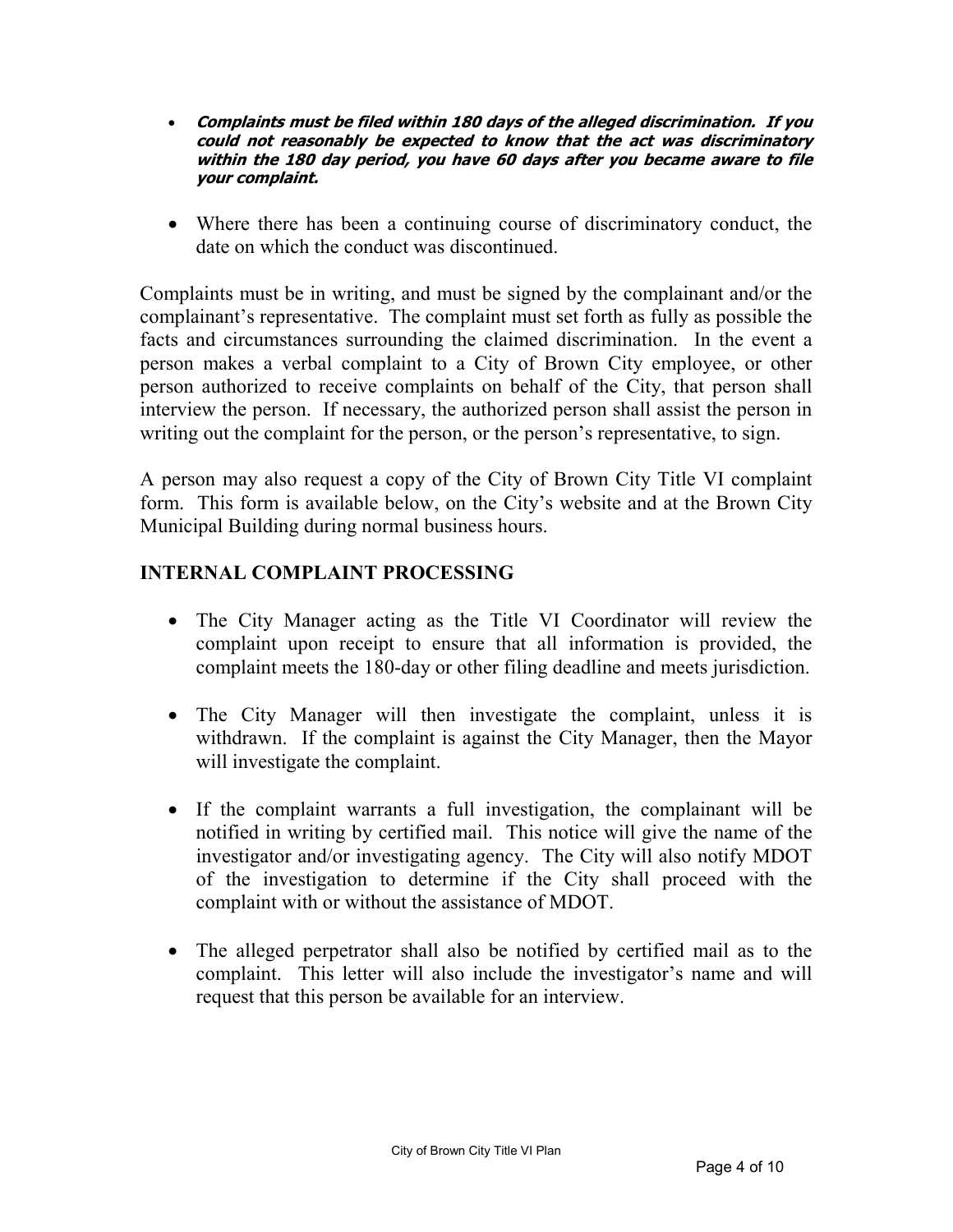- ***Complaints must be filed within 180 days of the alleged discrimination. If you could not reasonably be expected to know that the act was discriminatory within the 180 day period, you have 60 days after you became aware to file your complaint.***

- Where there has been a continuing course of discriminatory conduct, the date on which the conduct was discontinued.

Complaints must be in writing, and must be signed by the complainant and/or the complainant's representative. The complaint must set forth as fully as possible the facts and circumstances surrounding the claimed discrimination. In the event a person makes a verbal complaint to a City of Brown City employee, or other person authorized to receive complaints on behalf of the City, that person shall interview the person. If necessary, the authorized person shall assist the person in writing out the complaint for the person, or the person's representative, to sign.

A person may also request a copy of the City of Brown City Title VI complaint form. This form is available below, on the City's website and at the Brown City Municipal Building during normal business hours.

## INTERNAL COMPLAINT PROCESSING

- The City Manager acting as the Title VI Coordinator will review the complaint upon receipt to ensure that all information is provided, the complaint meets the 180-day or other filing deadline and meets jurisdiction.

- The City Manager will then investigate the complaint, unless it is withdrawn. If the complaint is against the City Manager, then the Mayor will investigate the complaint.

- If the complaint warrants a full investigation, the complainant will be notified in writing by certified mail. This notice will give the name of the investigator and/or investigating agency. The City will also notify MDOT of the investigation to determine if the City shall proceed with the complaint with or without the assistance of MDOT.

- The alleged perpetrator shall also be notified by certified mail as to the complaint. This letter will also include the investigator's name and will request that this person be available for an interview.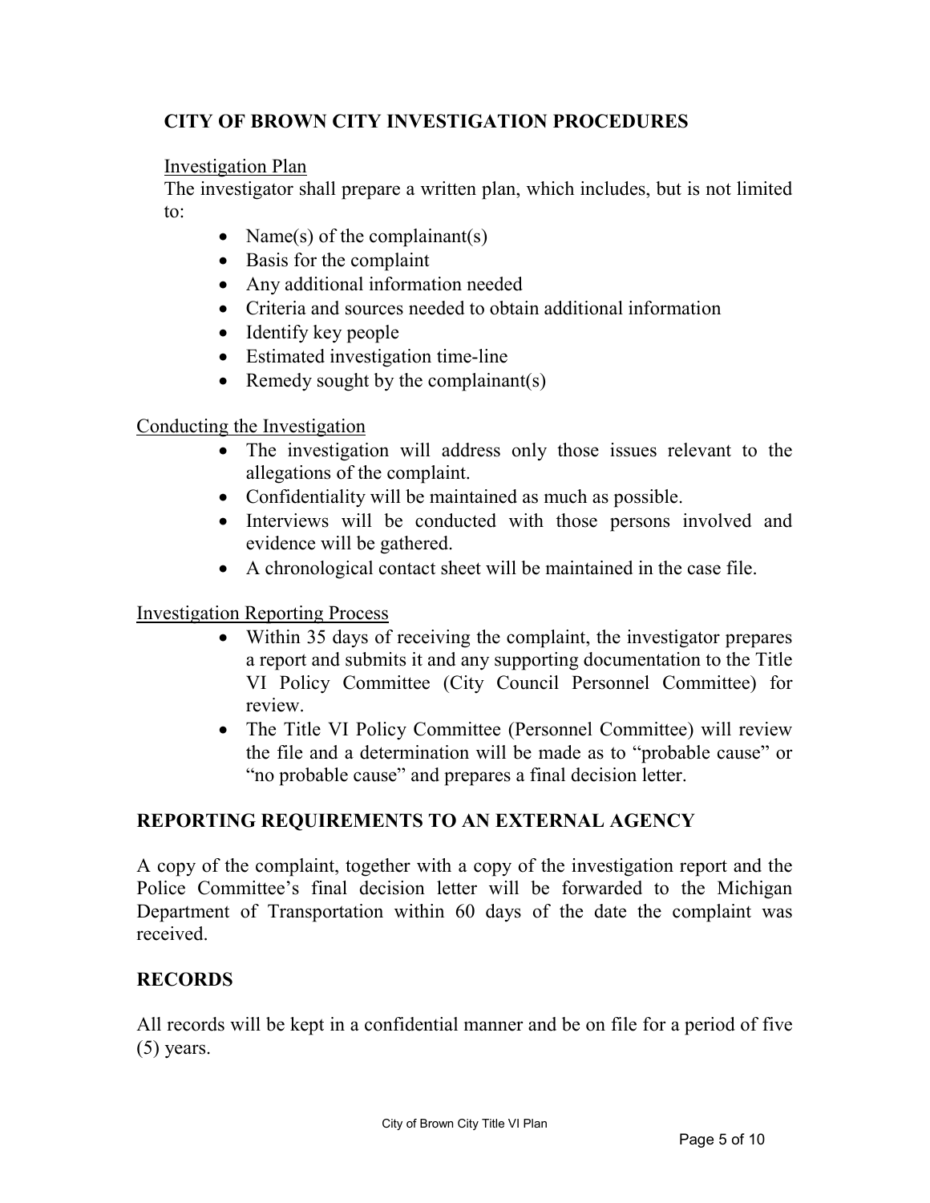## CITY OF BROWN CITY INVESTIGATION PROCEDURES

Investigation Plan

The investigator shall prepare a written plan, which includes, but is not limited to:

- Name(s) of the complainant(s)
- Basis for the complaint
- Any additional information needed
- Criteria and sources needed to obtain additional information
- Identify key people
- Estimated investigation time-line
- Remedy sought by the complainant(s)

Conducting the Investigation

- The investigation will address only those issues relevant to the allegations of the complaint.
- Confidentiality will be maintained as much as possible.
- Interviews will be conducted with those persons involved and evidence will be gathered.
- A chronological contact sheet will be maintained in the case file.

Investigation Reporting Process

- Within 35 days of receiving the complaint, the investigator prepares a report and submits it and any supporting documentation to the Title VI Policy Committee (City Council Personnel Committee) for review.
- The Title VI Policy Committee (Personnel Committee) will review the file and a determination will be made as to "probable cause" or "no probable cause" and prepares a final decision letter.

## REPORTING REQUIREMENTS TO AN EXTERNAL AGENCY

A copy of the complaint, together with a copy of the investigation report and the Police Committee's final decision letter will be forwarded to the Michigan Department of Transportation within 60 days of the date the complaint was received.

## RECORDS

All records will be kept in a confidential manner and be on file for a period of five (5) years.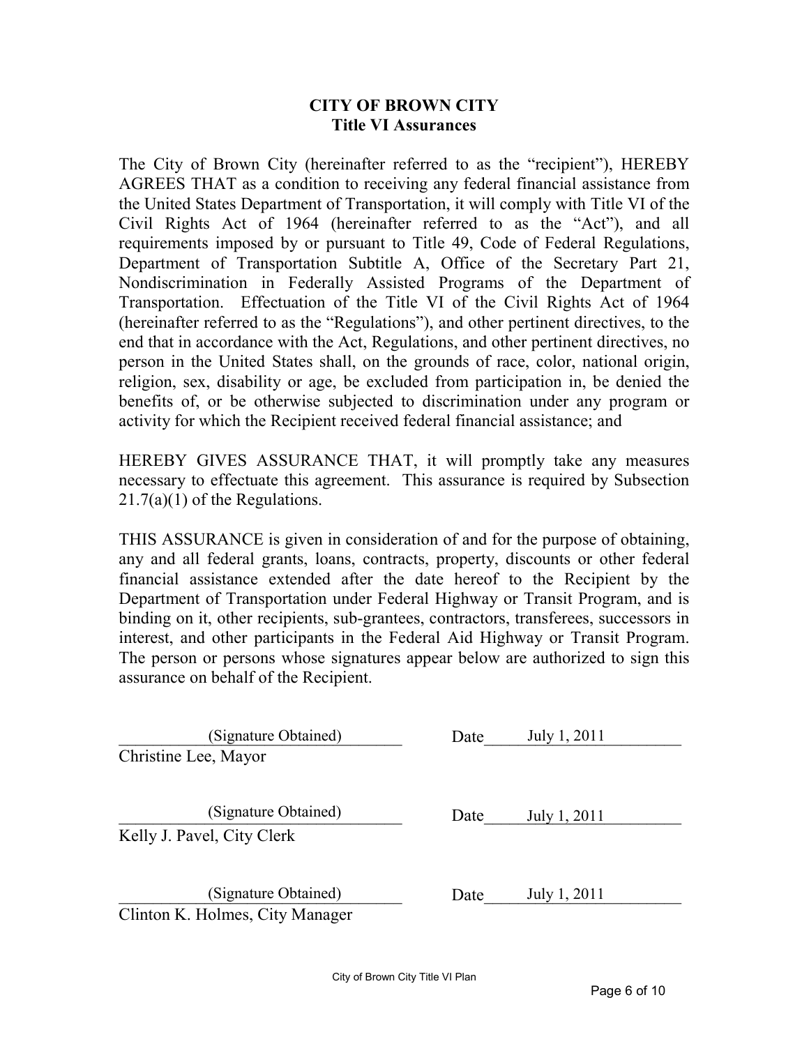# CITY OF BROWN CITY
## Title VI Assurances

The City of Brown City (hereinafter referred to as the "recipient"), HEREBY AGREES THAT as a condition to receiving any federal financial assistance from the United States Department of Transportation, it will comply with Title VI of the Civil Rights Act of 1964 (hereinafter referred to as the "Act"), and all requirements imposed by or pursuant to Title 49, Code of Federal Regulations, Department of Transportation Subtitle A, Office of the Secretary Part 21, Nondiscrimination in Federally Assisted Programs of the Department of Transportation. Effectuation of the Title VI of the Civil Rights Act of 1964 (hereinafter referred to as the "Regulations"), and other pertinent directives, to the end that in accordance with the Act, Regulations, and other pertinent directives, no person in the United States shall, on the grounds of race, color, national origin, religion, sex, disability or age, be excluded from participation in, be denied the benefits of, or be otherwise subjected to discrimination under any program or activity for which the Recipient received federal financial assistance; and

HEREBY GIVES ASSURANCE THAT, it will promptly take any measures necessary to effectuate this agreement. This assurance is required by Subsection 21.7(a)(1) of the Regulations.

THIS ASSURANCE is given in consideration of and for the purpose of obtaining, any and all federal grants, loans, contracts, property, discounts or other federal financial assistance extended after the date hereof to the Recipient by the Department of Transportation under Federal Highway or Transit Program, and is binding on it, other recipients, sub-grantees, contractors, transferees, successors in interest, and other participants in the Federal Aid Highway or Transit Program. The person or persons whose signatures appear below are authorized to sign this assurance on behalf of the Recipient.

(Signature Obtained) Date July 1, 2011
Christine Lee, Mayor

(Signature Obtained) Date July 1, 2011
Kelly J. Pavel, City Clerk

(Signature Obtained) Date July 1, 2011
Clinton K. Holmes, City Manager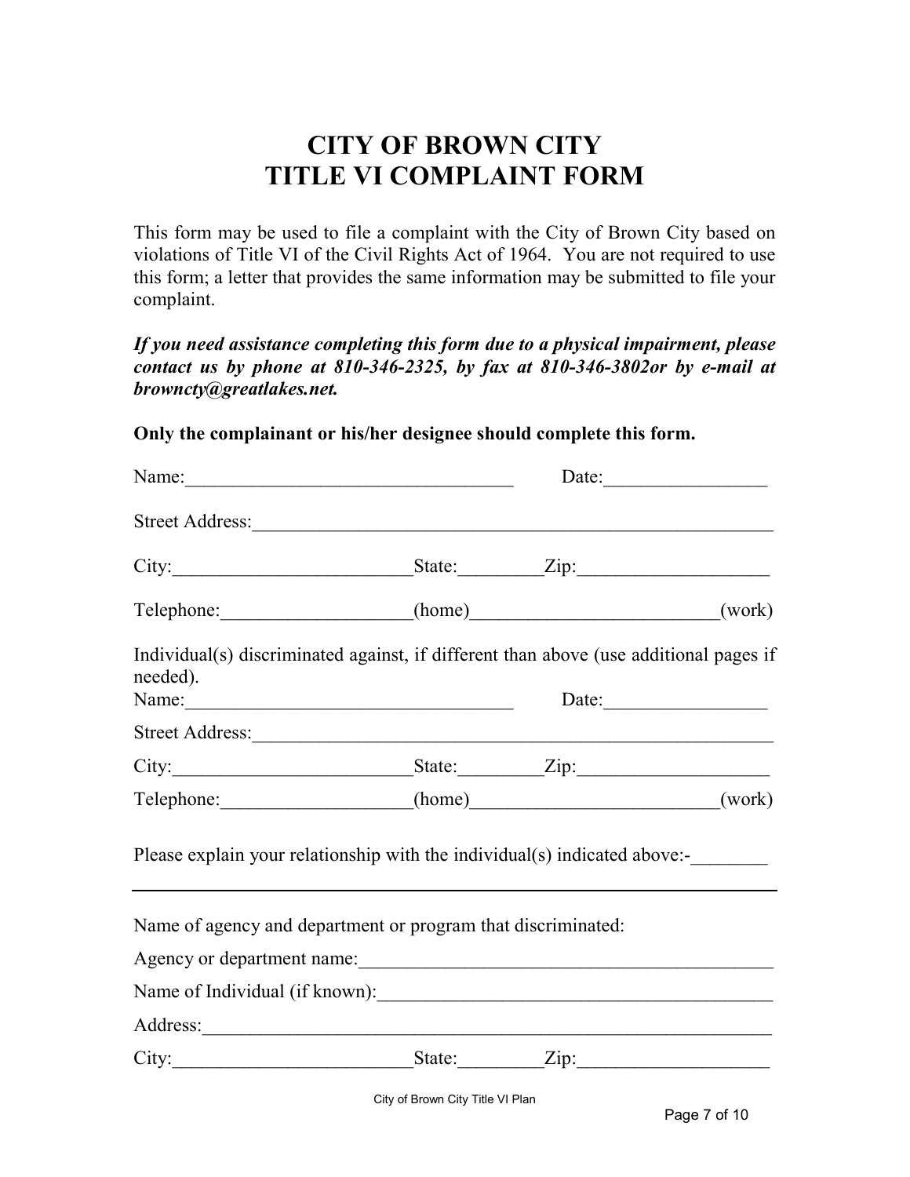# CITY OF BROWN CITY
# TITLE VI COMPLAINT FORM

This form may be used to file a complaint with the City of Brown City based on violations of Title VI of the Civil Rights Act of 1964. You are not required to use this form; a letter that provides the same information may be submitted to file your complaint.

***If you need assistance completing this form due to a physical impairment, please contact us by phone at 810-346-2325, by fax at 810-346-3802or by e-mail at browncty@greatlakes.net.***

**Only the complainant or his/her designee should complete this form.**

Name:__________________________________ Date:_________________

Street Address:_________________________________________________________

City:_________________________State:_________Zip:____________________

Telephone:____________________(home)__________________________(work)

Individual(s) discriminated against, if different than above (use additional pages if needed).

Name:__________________________________ Date:_________________

Street Address:_________________________________________________________

City:_________________________State:_________Zip:____________________

Telephone:____________________(home)__________________________(work)

Please explain your relationship with the individual(s) indicated above:-________

_____________________________________________________________________

Name of agency and department or program that discriminated:

Agency or department name:___________________________________________

Name of Individual (if known):_________________________________________

Address:_____________________________________________________________

City:_________________________State:_________Zip:____________________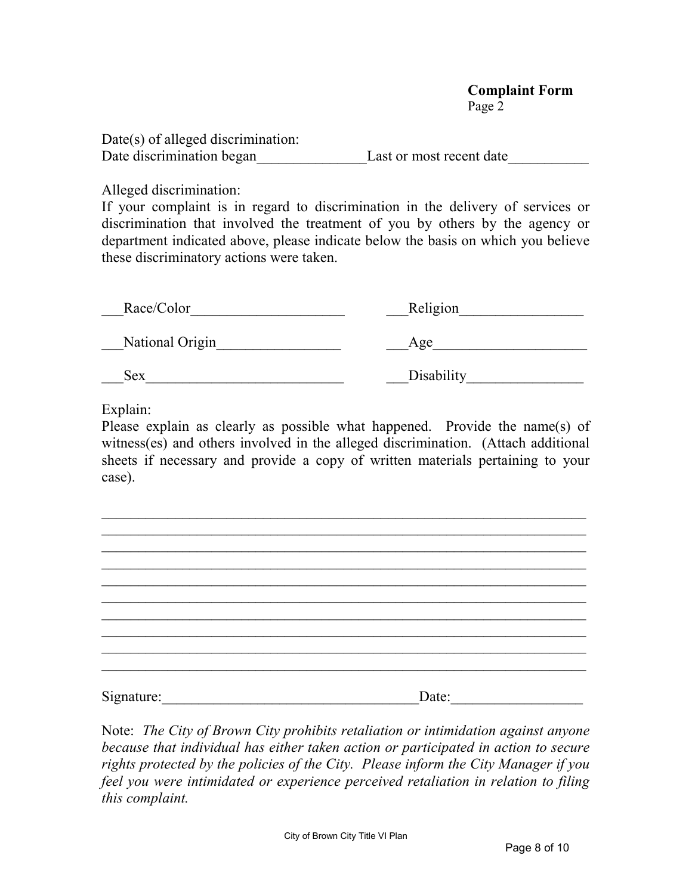**Complaint Form**
Page 2

Date(s) of alleged discrimination:
Date discrimination began_______________Last or most recent date___________

Alleged discrimination:
If your complaint is in regard to discrimination in the delivery of services or discrimination that involved the treatment of you by others by the agency or department indicated above, please indicate below the basis on which you believe these discriminatory actions were taken.

___Race/Color_____________________ ___Religion_________________

___National Origin_________________ ___Age_____________________

___Sex___________________________ ___Disability________________

Explain:
Please explain as clearly as possible what happened. Provide the name(s) of witness(es) and others involved in the alleged discrimination. (Attach additional sheets if necessary and provide a copy of written materials pertaining to your case).

_________________________________________________________________
_________________________________________________________________
_________________________________________________________________
_________________________________________________________________
_________________________________________________________________
_________________________________________________________________
_________________________________________________________________
_________________________________________________________________
_________________________________________________________________
_________________________________________________________________

Signature:___________________________________Date:_________________

Note: *The City of Brown City prohibits retaliation or intimidation against anyone because that individual has either taken action or participated in action to secure rights protected by the policies of the City. Please inform the City Manager if you feel you were intimidated or experience perceived retaliation in relation to filing this complaint.*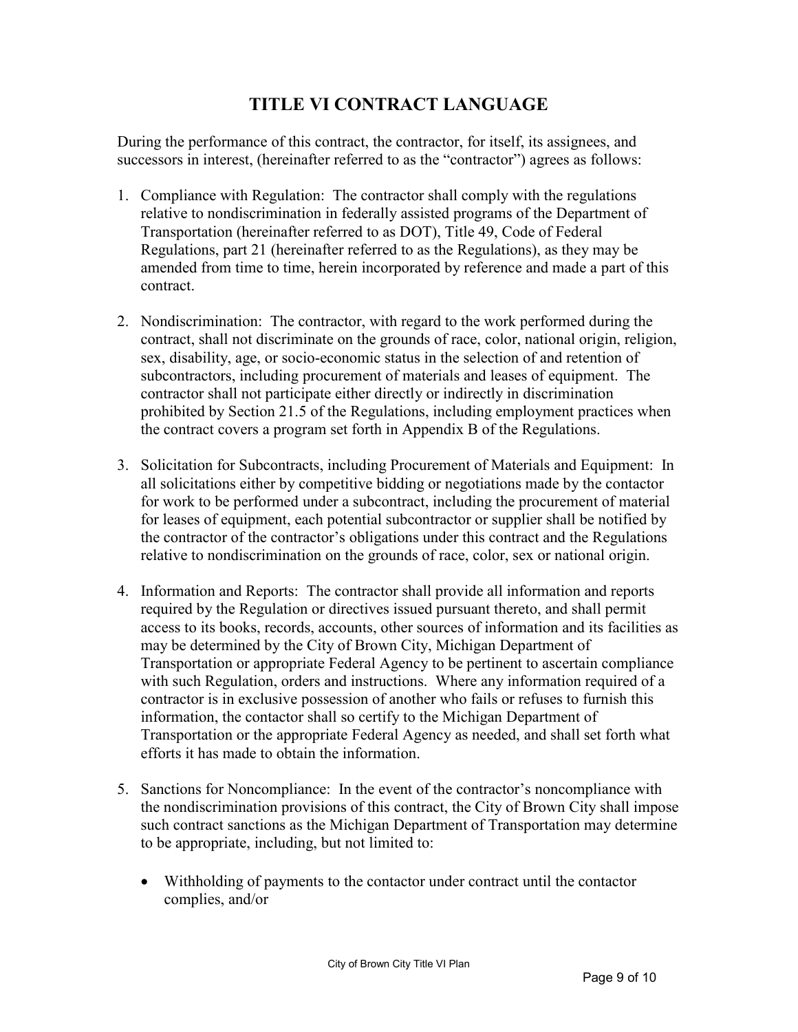# TITLE VI CONTRACT LANGUAGE

During the performance of this contract, the contractor, for itself, its assignees, and successors in interest, (hereinafter referred to as the "contractor") agrees as follows:

1. Compliance with Regulation: The contractor shall comply with the regulations relative to nondiscrimination in federally assisted programs of the Department of Transportation (hereinafter referred to as DOT), Title 49, Code of Federal Regulations, part 21 (hereinafter referred to as the Regulations), as they may be amended from time to time, herein incorporated by reference and made a part of this contract.

2. Nondiscrimination: The contractor, with regard to the work performed during the contract, shall not discriminate on the grounds of race, color, national origin, religion, sex, disability, age, or socio-economic status in the selection of and retention of subcontractors, including procurement of materials and leases of equipment. The contractor shall not participate either directly or indirectly in discrimination prohibited by Section 21.5 of the Regulations, including employment practices when the contract covers a program set forth in Appendix B of the Regulations.

3. Solicitation for Subcontracts, including Procurement of Materials and Equipment: In all solicitations either by competitive bidding or negotiations made by the contactor for work to be performed under a subcontract, including the procurement of material for leases of equipment, each potential subcontractor or supplier shall be notified by the contractor of the contractor's obligations under this contract and the Regulations relative to nondiscrimination on the grounds of race, color, sex or national origin.

4. Information and Reports: The contractor shall provide all information and reports required by the Regulation or directives issued pursuant thereto, and shall permit access to its books, records, accounts, other sources of information and its facilities as may be determined by the City of Brown City, Michigan Department of Transportation or appropriate Federal Agency to be pertinent to ascertain compliance with such Regulation, orders and instructions. Where any information required of a contractor is in exclusive possession of another who fails or refuses to furnish this information, the contactor shall so certify to the Michigan Department of Transportation or the appropriate Federal Agency as needed, and shall set forth what efforts it has made to obtain the information.

5. Sanctions for Noncompliance: In the event of the contractor's noncompliance with the nondiscrimination provisions of this contract, the City of Brown City shall impose such contract sanctions as the Michigan Department of Transportation may determine to be appropriate, including, but not limited to:

   - Withholding of payments to the contactor under contract until the contactor complies, and/or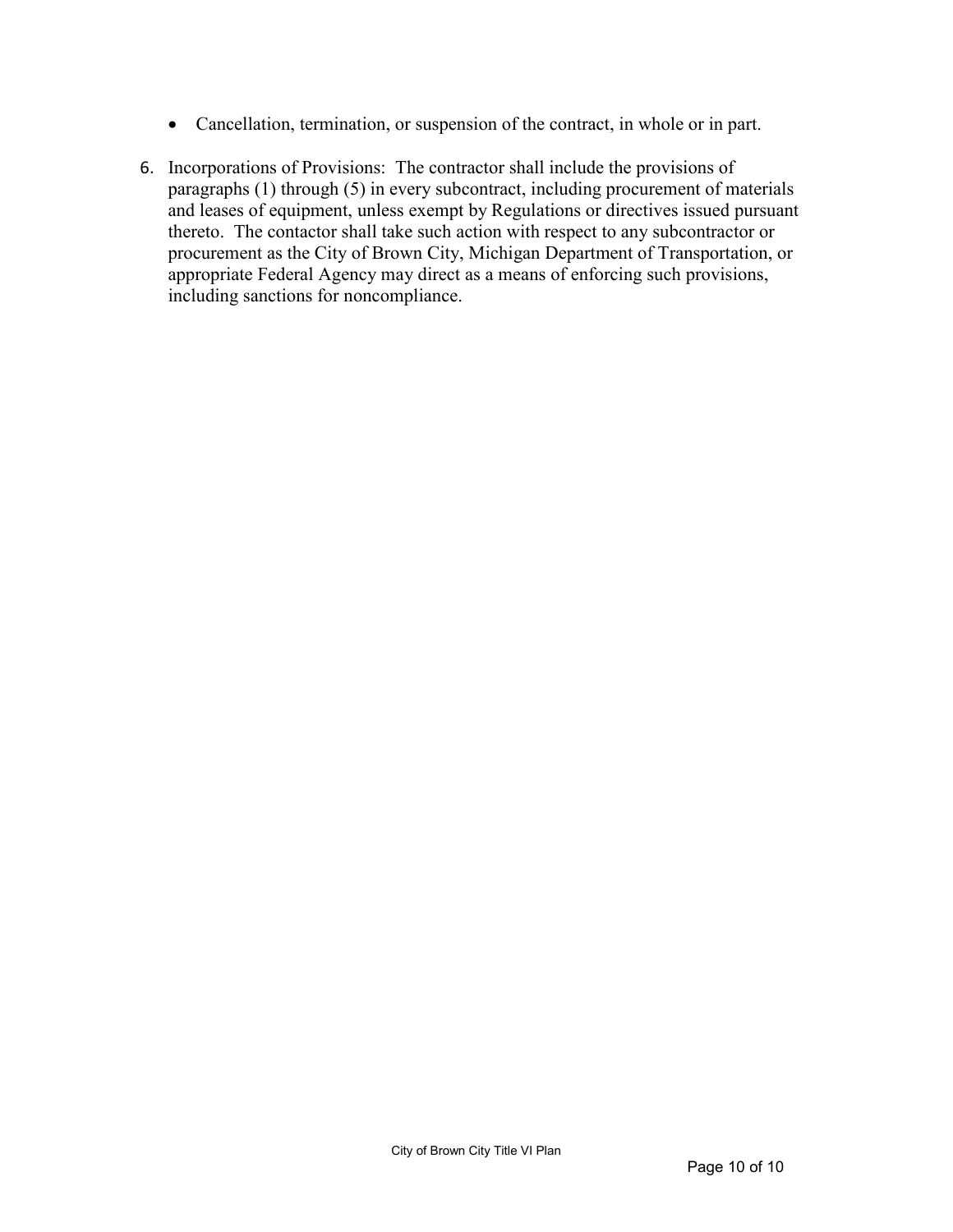- Cancellation, termination, or suspension of the contract, in whole or in part.

6. Incorporations of Provisions: The contractor shall include the provisions of paragraphs (1) through (5) in every subcontract, including procurement of materials and leases of equipment, unless exempt by Regulations or directives issued pursuant thereto. The contactor shall take such action with respect to any subcontractor or procurement as the City of Brown City, Michigan Department of Transportation, or appropriate Federal Agency may direct as a means of enforcing such provisions, including sanctions for noncompliance.